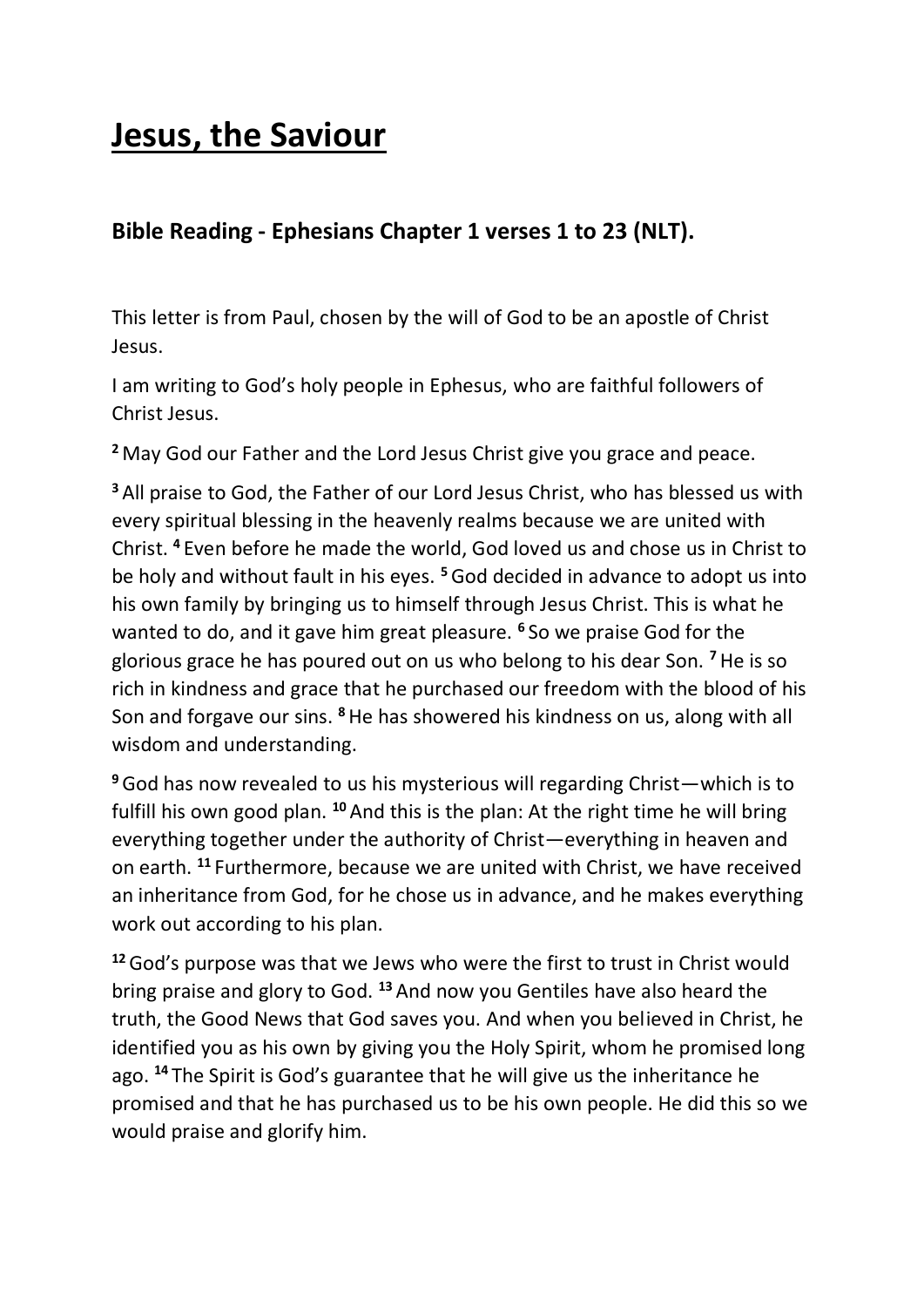# Jesus, the Saviour

## Bible Reading - Ephesians Chapter 1 verses 1 to 23 (NLT).

This letter is from Paul, chosen by the will of God to be an apostle of Christ Jesus.

I am writing to God's holy people in Ephesus, who are faithful followers of Christ Jesus.

[2] May God our Father and the Lord Jesus Christ give you grace and peace.

[3] All praise to God, the Father of our Lord Jesus Christ, who has blessed us with every spiritual blessing in the heavenly realms because we are united with Christ. [4] Even before he made the world, God loved us and chose us in Christ to be holy and without fault in his eyes. [5] God decided in advance to adopt us into his own family by bringing us to himself through Jesus Christ. This is what he wanted to do, and it gave him great pleasure. [6] So we praise God for the glorious grace he has poured out on us who belong to his dear Son. [7] He is so rich in kindness and grace that he purchased our freedom with the blood of his Son and forgave our sins. [8] He has showered his kindness on us, along with all wisdom and understanding.

[9] God has now revealed to us his mysterious will regarding Christ—which is to fulfill his own good plan. [10] And this is the plan: At the right time he will bring everything together under the authority of Christ—everything in heaven and on earth. [11] Furthermore, because we are united with Christ, we have received an inheritance from God, for he chose us in advance, and he makes everything work out according to his plan.

[12] God's purpose was that we Jews who were the first to trust in Christ would bring praise and glory to God. [13] And now you Gentiles have also heard the truth, the Good News that God saves you. And when you believed in Christ, he identified you as his own by giving you the Holy Spirit, whom he promised long ago. [14] The Spirit is God's guarantee that he will give us the inheritance he promised and that he has purchased us to be his own people. He did this so we would praise and glorify him.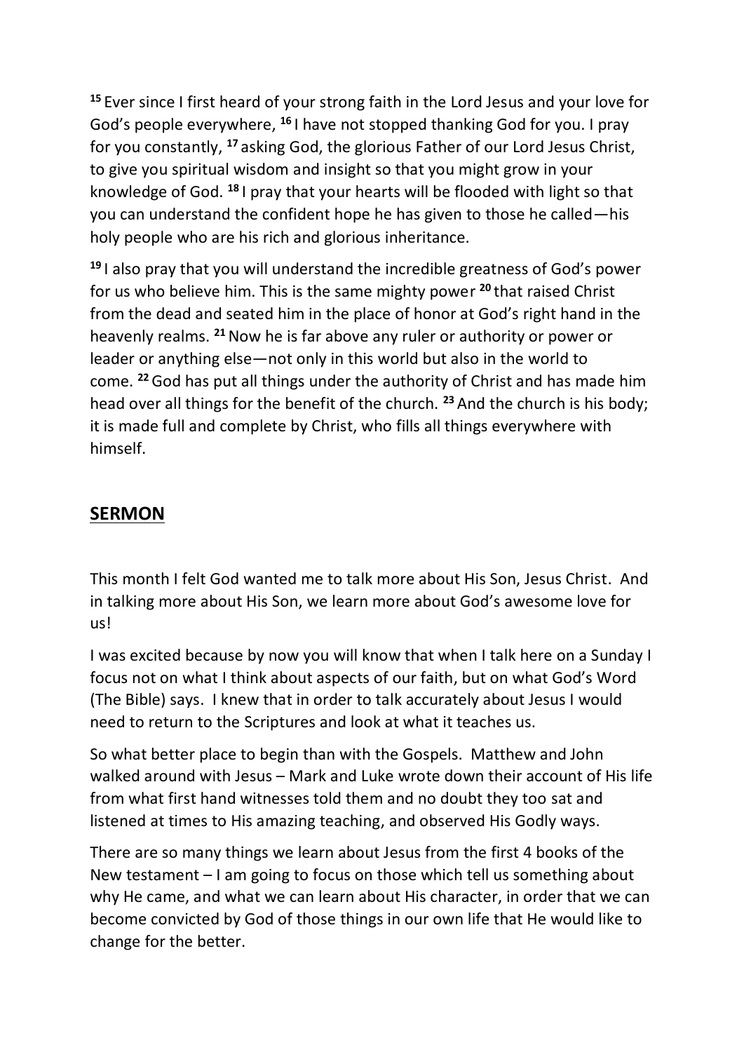[15] Ever since I first heard of your strong faith in the Lord Jesus and your love for God's people everywhere, [16] I have not stopped thanking God for you. I pray for you constantly, [17] asking God, the glorious Father of our Lord Jesus Christ, to give you spiritual wisdom and insight so that you might grow in your knowledge of God. [18] I pray that your hearts will be flooded with light so that you can understand the confident hope he has given to those he called—his holy people who are his rich and glorious inheritance.

[19] I also pray that you will understand the incredible greatness of God's power for us who believe him. This is the same mighty power [20] that raised Christ from the dead and seated him in the place of honor at God's right hand in the heavenly realms. [21] Now he is far above any ruler or authority or power or leader or anything else—not only in this world but also in the world to come. [22] God has put all things under the authority of Christ and has made him head over all things for the benefit of the church. [23] And the church is his body; it is made full and complete by Christ, who fills all things everywhere with himself.

## SERMON

This month I felt God wanted me to talk more about His Son, Jesus Christ. And in talking more about His Son, we learn more about God's awesome love for us!

I was excited because by now you will know that when I talk here on a Sunday I focus not on what I think about aspects of our faith, but on what God's Word (The Bible) says. I knew that in order to talk accurately about Jesus I would need to return to the Scriptures and look at what it teaches us.

So what better place to begin than with the Gospels. Matthew and John walked around with Jesus – Mark and Luke wrote down their account of His life from what first hand witnesses told them and no doubt they too sat and listened at times to His amazing teaching, and observed His Godly ways.

There are so many things we learn about Jesus from the first 4 books of the New testament – I am going to focus on those which tell us something about why He came, and what we can learn about His character, in order that we can become convicted by God of those things in our own life that He would like to change for the better.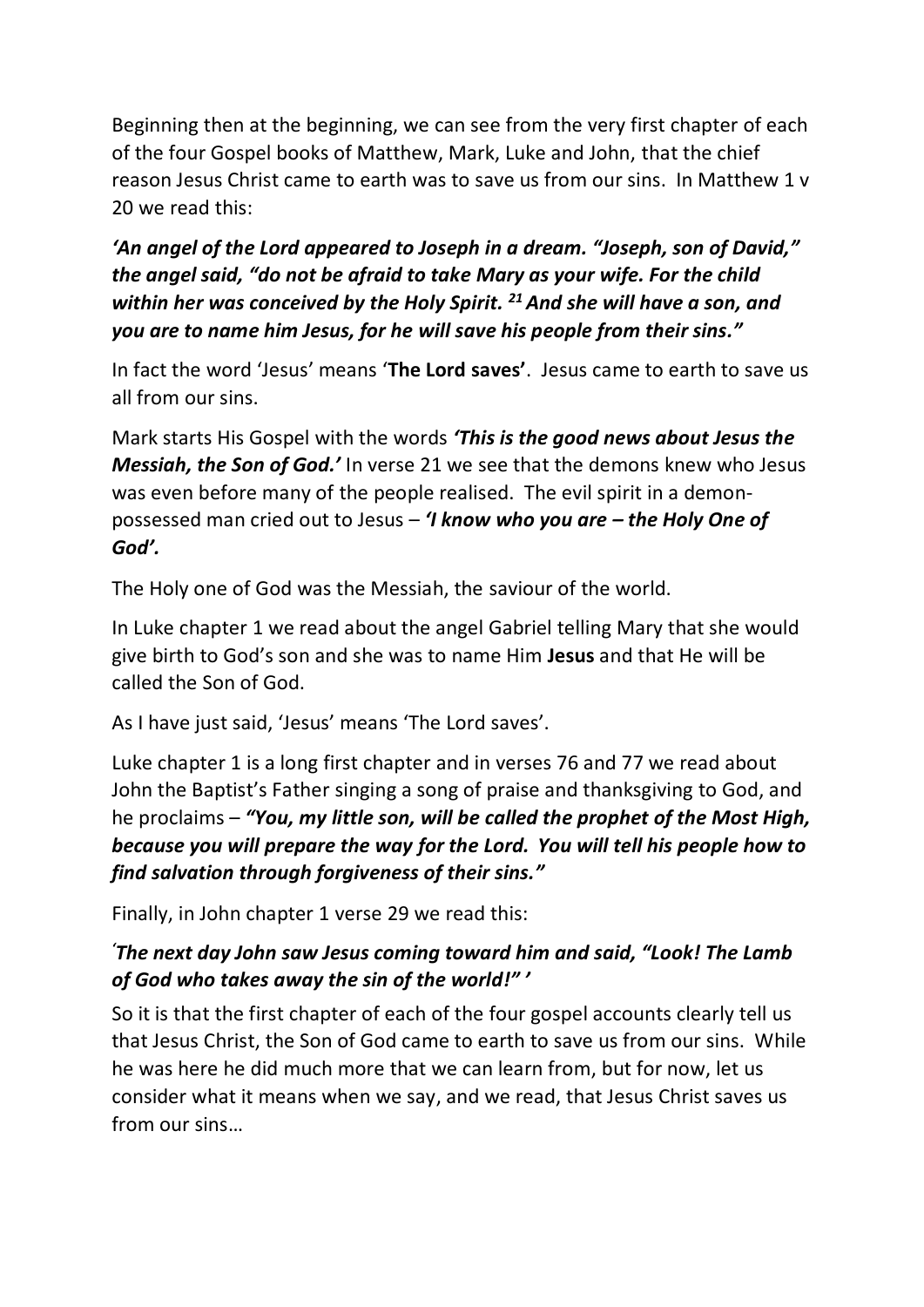Beginning then at the beginning, we can see from the very first chapter of each of the four Gospel books of Matthew, Mark, Luke and John, that the chief reason Jesus Christ came to earth was to save us from our sins. In Matthew 1 v 20 we read this:

***'An angel of the Lord appeared to Joseph in a dream. "Joseph, son of David," the angel said, "do not be afraid to take Mary as your wife. For the child within her was conceived by the Holy Spirit. [21] And she will have a son, and you are to name him Jesus, for he will save his people from their sins."***

In fact the word 'Jesus' means '**The Lord saves'**. Jesus came to earth to save us all from our sins.

Mark starts His Gospel with the words ***'This is the good news about Jesus the Messiah, the Son of God.'*** In verse 21 we see that the demons knew who Jesus was even before many of the people realised. The evil spirit in a demon-possessed man cried out to Jesus – ***'I know who you are – the Holy One of God'.***

The Holy one of God was the Messiah, the saviour of the world.

In Luke chapter 1 we read about the angel Gabriel telling Mary that she would give birth to God's son and she was to name Him **Jesus** and that He will be called the Son of God.

As I have just said, 'Jesus' means 'The Lord saves'.

Luke chapter 1 is a long first chapter and in verses 76 and 77 we read about John the Baptist's Father singing a song of praise and thanksgiving to God, and he proclaims – ***"You, my little son, will be called the prophet of the Most High, because you will prepare the way for the Lord. You will tell his people how to find salvation through forgiveness of their sins."***

Finally, in John chapter 1 verse 29 we read this:

***'The next day John saw Jesus coming toward him and said, "Look! The Lamb of God who takes away the sin of the world!" '***

So it is that the first chapter of each of the four gospel accounts clearly tell us that Jesus Christ, the Son of God came to earth to save us from our sins. While he was here he did much more that we can learn from, but for now, let us consider what it means when we say, and we read, that Jesus Christ saves us from our sins…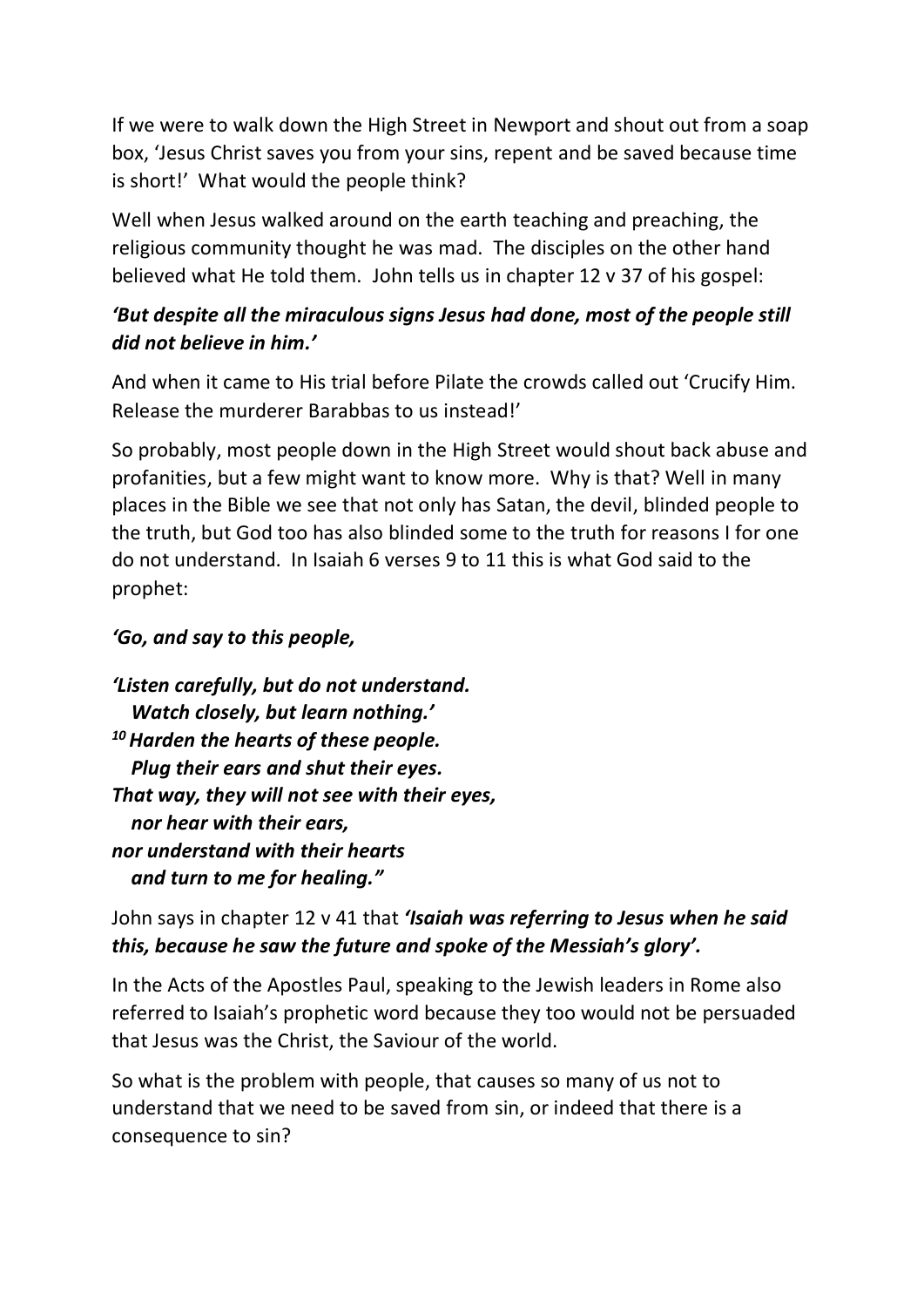If we were to walk down the High Street in Newport and shout out from a soap box, 'Jesus Christ saves you from your sins, repent and be saved because time is short!' What would the people think?

Well when Jesus walked around on the earth teaching and preaching, the religious community thought he was mad. The disciples on the other hand believed what He told them. John tells us in chapter 12 v 37 of his gospel:

***'But despite all the miraculous signs Jesus had done, most of the people still did not believe in him.'***

And when it came to His trial before Pilate the crowds called out 'Crucify Him. Release the murderer Barabbas to us instead!'

So probably, most people down in the High Street would shout back abuse and profanities, but a few might want to know more. Why is that? Well in many places in the Bible we see that not only has Satan, the devil, blinded people to the truth, but God too has also blinded some to the truth for reasons I for one do not understand. In Isaiah 6 verses 9 to 11 this is what God said to the prophet:

***'Go, and say to this people,***

***'Listen carefully, but do not understand.***
***Watch closely, but learn nothing.'***
***[10] Harden the hearts of these people.***
***Plug their ears and shut their eyes.***
***That way, they will not see with their eyes,***
***nor hear with their ears,***
***nor understand with their hearts***
***and turn to me for healing."***

John says in chapter 12 v 41 that ***'Isaiah was referring to Jesus when he said this, because he saw the future and spoke of the Messiah's glory'.***

In the Acts of the Apostles Paul, speaking to the Jewish leaders in Rome also referred to Isaiah's prophetic word because they too would not be persuaded that Jesus was the Christ, the Saviour of the world.

So what is the problem with people, that causes so many of us not to understand that we need to be saved from sin, or indeed that there is a consequence to sin?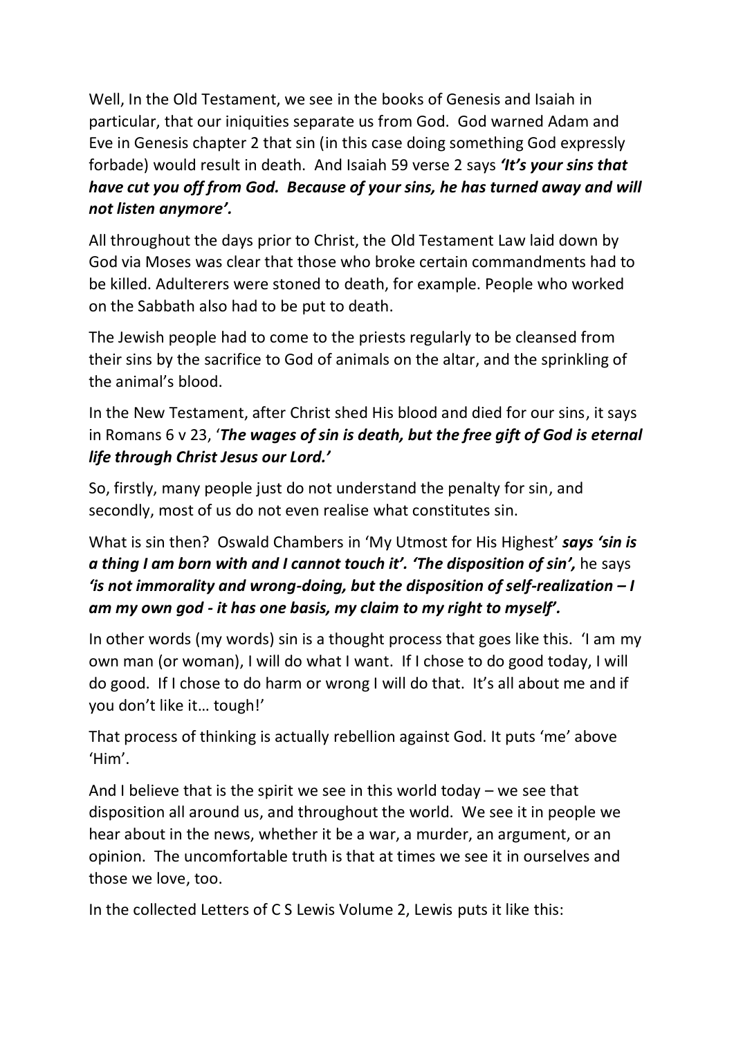Well, In the Old Testament, we see in the books of Genesis and Isaiah in particular, that our iniquities separate us from God. God warned Adam and Eve in Genesis chapter 2 that sin (in this case doing something God expressly forbade) would result in death. And Isaiah 59 verse 2 says ***'It's your sins that have cut you off from God. Because of your sins, he has turned away and will not listen anymore'.***

All throughout the days prior to Christ, the Old Testament Law laid down by God via Moses was clear that those who broke certain commandments had to be killed. Adulterers were stoned to death, for example. People who worked on the Sabbath also had to be put to death.

The Jewish people had to come to the priests regularly to be cleansed from their sins by the sacrifice to God of animals on the altar, and the sprinkling of the animal's blood.

In the New Testament, after Christ shed His blood and died for our sins, it says in Romans 6 v 23, '***The wages of sin is death, but the free gift of God is eternal life through Christ Jesus our Lord.'***

So, firstly, many people just do not understand the penalty for sin, and secondly, most of us do not even realise what constitutes sin.

What is sin then? Oswald Chambers in 'My Utmost for His Highest' ***says 'sin is a thing I am born with and I cannot touch it'. 'The disposition of sin',*** he says ***'is not immorality and wrong-doing, but the disposition of self-realization – I am my own god - it has one basis, my claim to my right to myself'.***

In other words (my words) sin is a thought process that goes like this. 'I am my own man (or woman), I will do what I want. If I chose to do good today, I will do good. If I chose to do harm or wrong I will do that. It's all about me and if you don't like it… tough!'

That process of thinking is actually rebellion against God. It puts 'me' above 'Him'.

And I believe that is the spirit we see in this world today – we see that disposition all around us, and throughout the world. We see it in people we hear about in the news, whether it be a war, a murder, an argument, or an opinion. The uncomfortable truth is that at times we see it in ourselves and those we love, too.

In the collected Letters of C S Lewis Volume 2, Lewis puts it like this: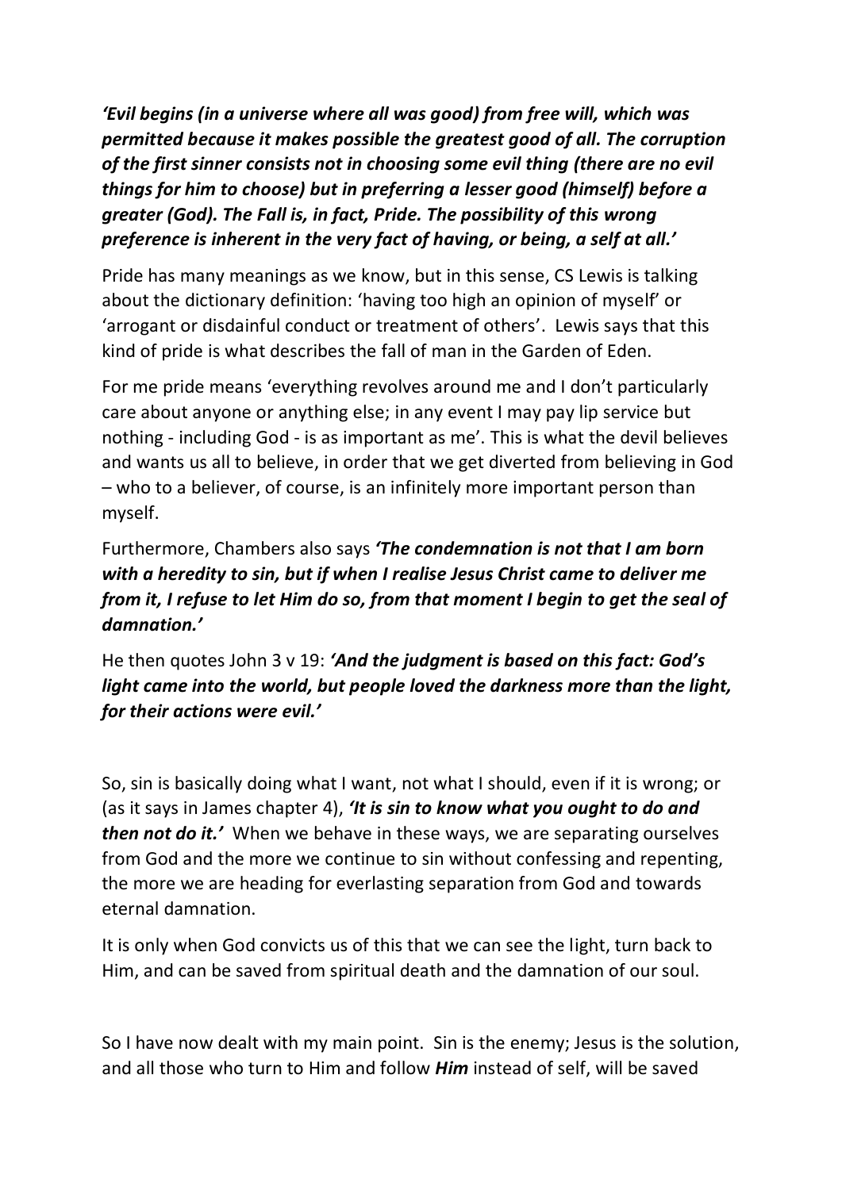***'Evil begins (in a universe where all was good) from free will, which was permitted because it makes possible the greatest good of all. The corruption of the first sinner consists not in choosing some evil thing (there are no evil things for him to choose) but in preferring a lesser good (himself) before a greater (God). The Fall is, in fact, Pride. The possibility of this wrong preference is inherent in the very fact of having, or being, a self at all.'***

Pride has many meanings as we know, but in this sense, CS Lewis is talking about the dictionary definition: 'having too high an opinion of myself' or 'arrogant or disdainful conduct or treatment of others'. Lewis says that this kind of pride is what describes the fall of man in the Garden of Eden.

For me pride means 'everything revolves around me and I don't particularly care about anyone or anything else; in any event I may pay lip service but nothing - including God - is as important as me'. This is what the devil believes and wants us all to believe, in order that we get diverted from believing in God – who to a believer, of course, is an infinitely more important person than myself.

Furthermore, Chambers also says ***'The condemnation is not that I am born with a heredity to sin, but if when I realise Jesus Christ came to deliver me from it, I refuse to let Him do so, from that moment I begin to get the seal of damnation.'***

He then quotes John 3 v 19: ***'And the judgment is based on this fact: God's light came into the world, but people loved the darkness more than the light, for their actions were evil.'***

So, sin is basically doing what I want, not what I should, even if it is wrong; or (as it says in James chapter 4), ***'It is sin to know what you ought to do and then not do it.'*** When we behave in these ways, we are separating ourselves from God and the more we continue to sin without confessing and repenting, the more we are heading for everlasting separation from God and towards eternal damnation.

It is only when God convicts us of this that we can see the light, turn back to Him, and can be saved from spiritual death and the damnation of our soul.

So I have now dealt with my main point. Sin is the enemy; Jesus is the solution, and all those who turn to Him and follow ***Him*** instead of self, will be saved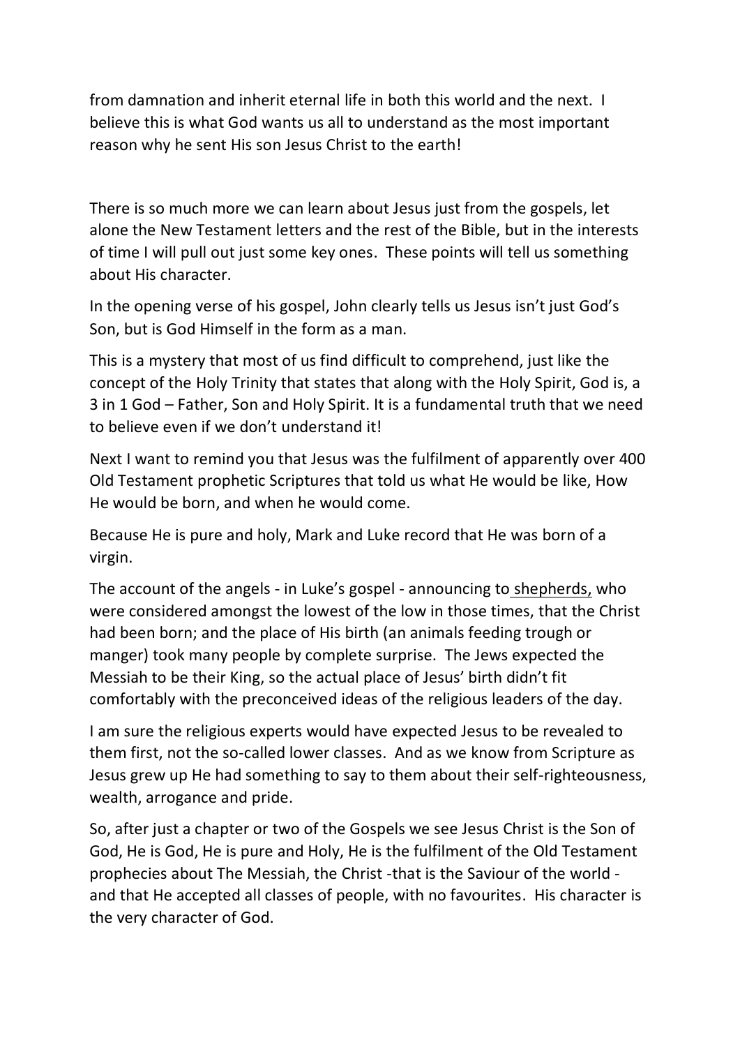from damnation and inherit eternal life in both this world and the next. I believe this is what God wants us all to understand as the most important reason why he sent His son Jesus Christ to the earth!

There is so much more we can learn about Jesus just from the gospels, let alone the New Testament letters and the rest of the Bible, but in the interests of time I will pull out just some key ones. These points will tell us something about His character.

In the opening verse of his gospel, John clearly tells us Jesus isn't just God's Son, but is God Himself in the form as a man.

This is a mystery that most of us find difficult to comprehend, just like the concept of the Holy Trinity that states that along with the Holy Spirit, God is, a 3 in 1 God – Father, Son and Holy Spirit. It is a fundamental truth that we need to believe even if we don't understand it!

Next I want to remind you that Jesus was the fulfilment of apparently over 400 Old Testament prophetic Scriptures that told us what He would be like, How He would be born, and when he would come.

Because He is pure and holy, Mark and Luke record that He was born of a virgin.

The account of the angels - in Luke's gospel - announcing to shepherds, who were considered amongst the lowest of the low in those times, that the Christ had been born; and the place of His birth (an animals feeding trough or manger) took many people by complete surprise. The Jews expected the Messiah to be their King, so the actual place of Jesus' birth didn't fit comfortably with the preconceived ideas of the religious leaders of the day.

I am sure the religious experts would have expected Jesus to be revealed to them first, not the so-called lower classes. And as we know from Scripture as Jesus grew up He had something to say to them about their self-righteousness, wealth, arrogance and pride.

So, after just a chapter or two of the Gospels we see Jesus Christ is the Son of God, He is God, He is pure and Holy, He is the fulfilment of the Old Testament prophecies about The Messiah, the Christ -that is the Saviour of the world - and that He accepted all classes of people, with no favourites. His character is the very character of God.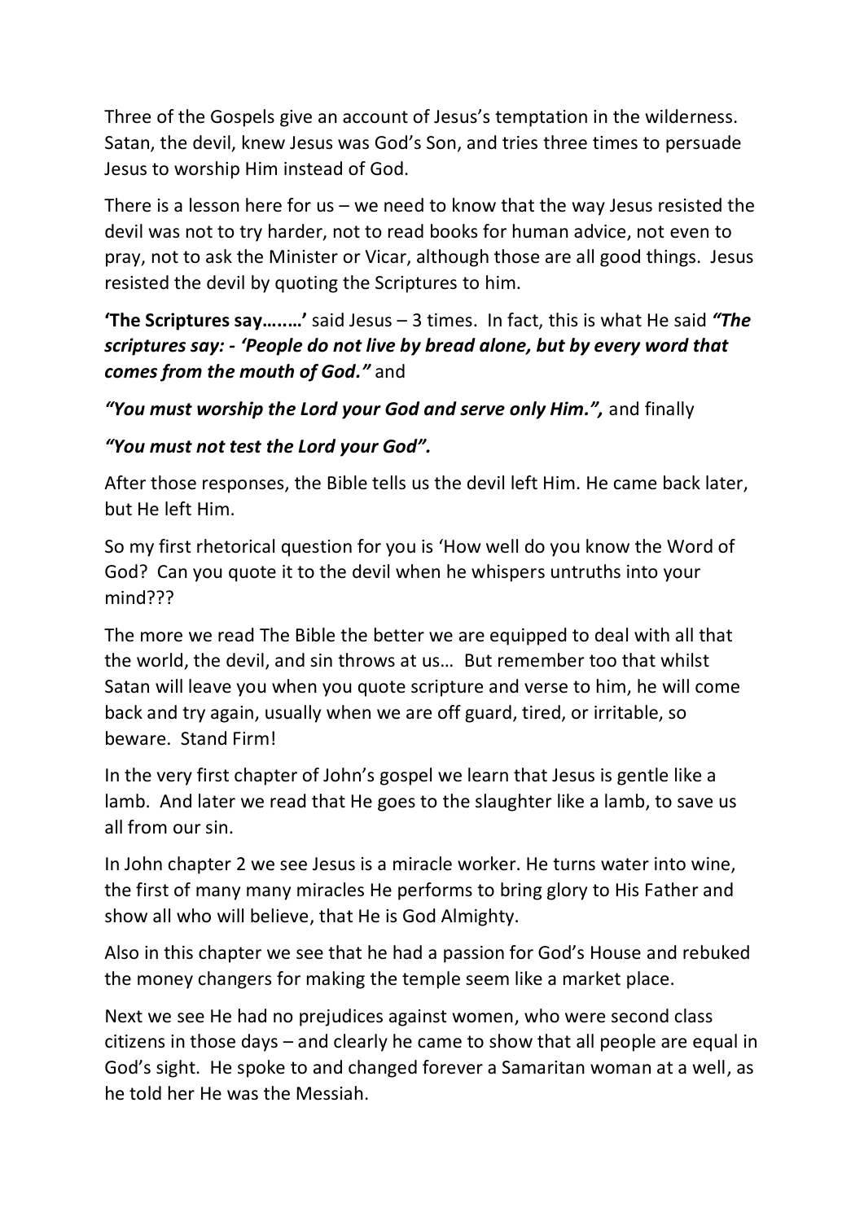Three of the Gospels give an account of Jesus's temptation in the wilderness. Satan, the devil, knew Jesus was God's Son, and tries three times to persuade Jesus to worship Him instead of God.

There is a lesson here for us – we need to know that the way Jesus resisted the devil was not to try harder, not to read books for human advice, not even to pray, not to ask the Minister or Vicar, although those are all good things. Jesus resisted the devil by quoting the Scriptures to him.

**'The Scriptures say…..…'** said Jesus – 3 times. In fact, this is what He said ***"The scriptures say: - 'People do not live by bread alone, but by every word that comes from the mouth of God."*** and

***"You must worship the Lord your God and serve only Him.",*** and finally

***"You must not test the Lord your God".***

After those responses, the Bible tells us the devil left Him. He came back later, but He left Him.

So my first rhetorical question for you is 'How well do you know the Word of God? Can you quote it to the devil when he whispers untruths into your mind???

The more we read The Bible the better we are equipped to deal with all that the world, the devil, and sin throws at us… But remember too that whilst Satan will leave you when you quote scripture and verse to him, he will come back and try again, usually when we are off guard, tired, or irritable, so beware. Stand Firm!

In the very first chapter of John's gospel we learn that Jesus is gentle like a lamb. And later we read that He goes to the slaughter like a lamb, to save us all from our sin.

In John chapter 2 we see Jesus is a miracle worker. He turns water into wine, the first of many many miracles He performs to bring glory to His Father and show all who will believe, that He is God Almighty.

Also in this chapter we see that he had a passion for God's House and rebuked the money changers for making the temple seem like a market place.

Next we see He had no prejudices against women, who were second class citizens in those days – and clearly he came to show that all people are equal in God's sight. He spoke to and changed forever a Samaritan woman at a well, as he told her He was the Messiah.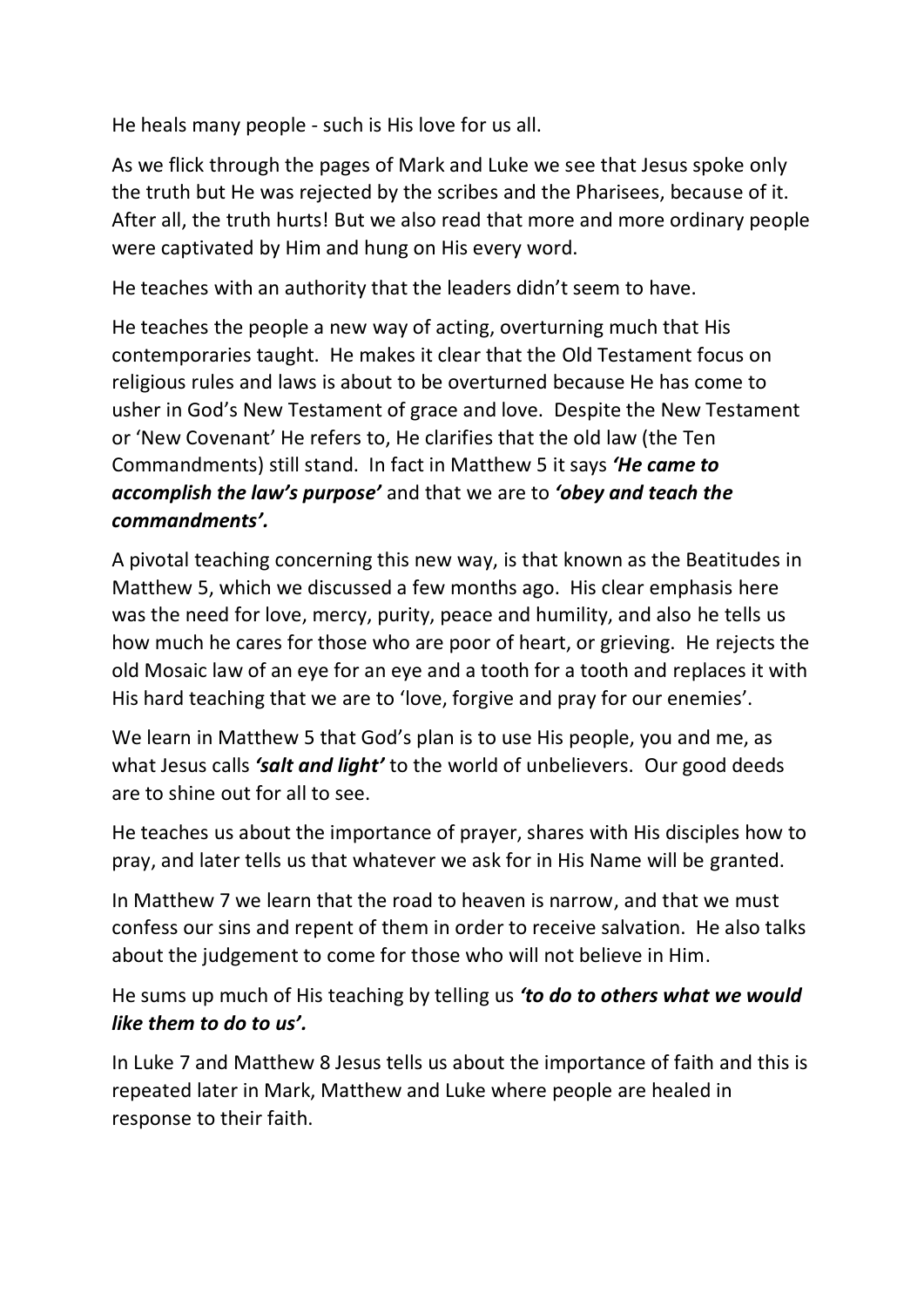He heals many people - such is His love for us all.

As we flick through the pages of Mark and Luke we see that Jesus spoke only the truth but He was rejected by the scribes and the Pharisees, because of it. After all, the truth hurts! But we also read that more and more ordinary people were captivated by Him and hung on His every word.

He teaches with an authority that the leaders didn't seem to have.

He teaches the people a new way of acting, overturning much that His contemporaries taught. He makes it clear that the Old Testament focus on religious rules and laws is about to be overturned because He has come to usher in God's New Testament of grace and love. Despite the New Testament or 'New Covenant' He refers to, He clarifies that the old law (the Ten Commandments) still stand. In fact in Matthew 5 it says ***'He came to accomplish the law's purpose'*** and that we are to ***'obey and teach the commandments'.***

A pivotal teaching concerning this new way, is that known as the Beatitudes in Matthew 5, which we discussed a few months ago. His clear emphasis here was the need for love, mercy, purity, peace and humility, and also he tells us how much he cares for those who are poor of heart, or grieving. He rejects the old Mosaic law of an eye for an eye and a tooth for a tooth and replaces it with His hard teaching that we are to 'love, forgive and pray for our enemies'.

We learn in Matthew 5 that God's plan is to use His people, you and me, as what Jesus calls ***'salt and light'*** to the world of unbelievers. Our good deeds are to shine out for all to see.

He teaches us about the importance of prayer, shares with His disciples how to pray, and later tells us that whatever we ask for in His Name will be granted.

In Matthew 7 we learn that the road to heaven is narrow, and that we must confess our sins and repent of them in order to receive salvation. He also talks about the judgement to come for those who will not believe in Him.

He sums up much of His teaching by telling us ***'to do to others what we would like them to do to us'.***

In Luke 7 and Matthew 8 Jesus tells us about the importance of faith and this is repeated later in Mark, Matthew and Luke where people are healed in response to their faith.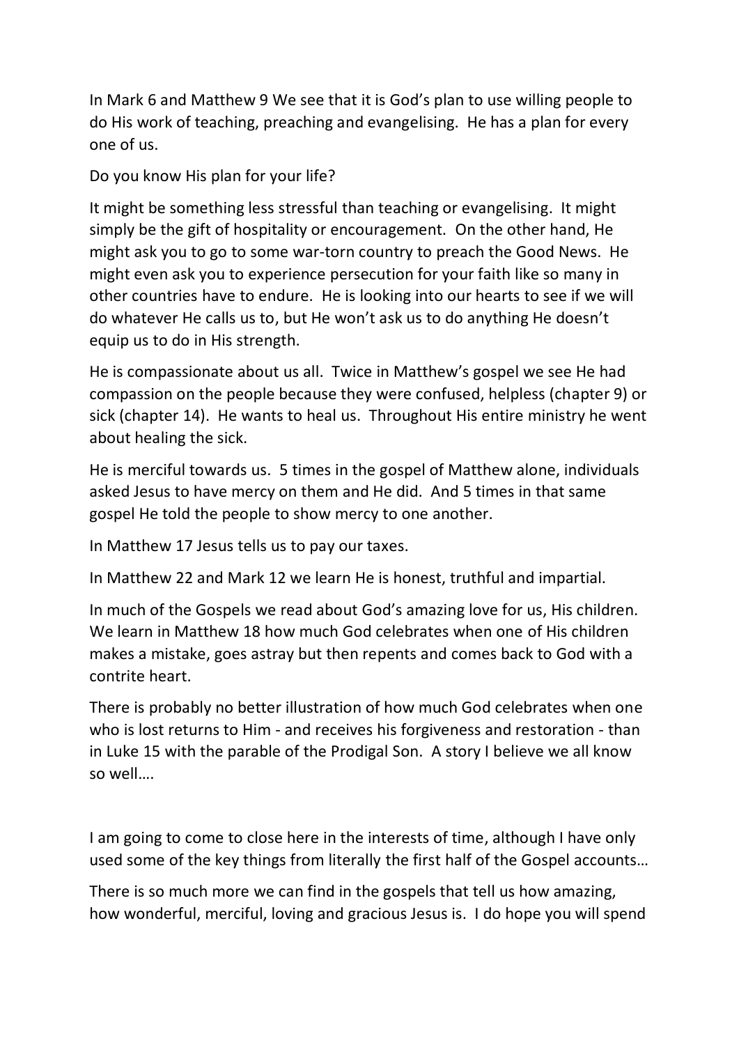In Mark 6 and Matthew 9 We see that it is God's plan to use willing people to do His work of teaching, preaching and evangelising. He has a plan for every one of us.

Do you know His plan for your life?

It might be something less stressful than teaching or evangelising. It might simply be the gift of hospitality or encouragement. On the other hand, He might ask you to go to some war-torn country to preach the Good News. He might even ask you to experience persecution for your faith like so many in other countries have to endure. He is looking into our hearts to see if we will do whatever He calls us to, but He won't ask us to do anything He doesn't equip us to do in His strength.

He is compassionate about us all. Twice in Matthew's gospel we see He had compassion on the people because they were confused, helpless (chapter 9) or sick (chapter 14). He wants to heal us. Throughout His entire ministry he went about healing the sick.

He is merciful towards us. 5 times in the gospel of Matthew alone, individuals asked Jesus to have mercy on them and He did. And 5 times in that same gospel He told the people to show mercy to one another.

In Matthew 17 Jesus tells us to pay our taxes.

In Matthew 22 and Mark 12 we learn He is honest, truthful and impartial.

In much of the Gospels we read about God's amazing love for us, His children. We learn in Matthew 18 how much God celebrates when one of His children makes a mistake, goes astray but then repents and comes back to God with a contrite heart.

There is probably no better illustration of how much God celebrates when one who is lost returns to Him - and receives his forgiveness and restoration - than in Luke 15 with the parable of the Prodigal Son. A story I believe we all know so well….

I am going to come to close here in the interests of time, although I have only used some of the key things from literally the first half of the Gospel accounts…

There is so much more we can find in the gospels that tell us how amazing, how wonderful, merciful, loving and gracious Jesus is. I do hope you will spend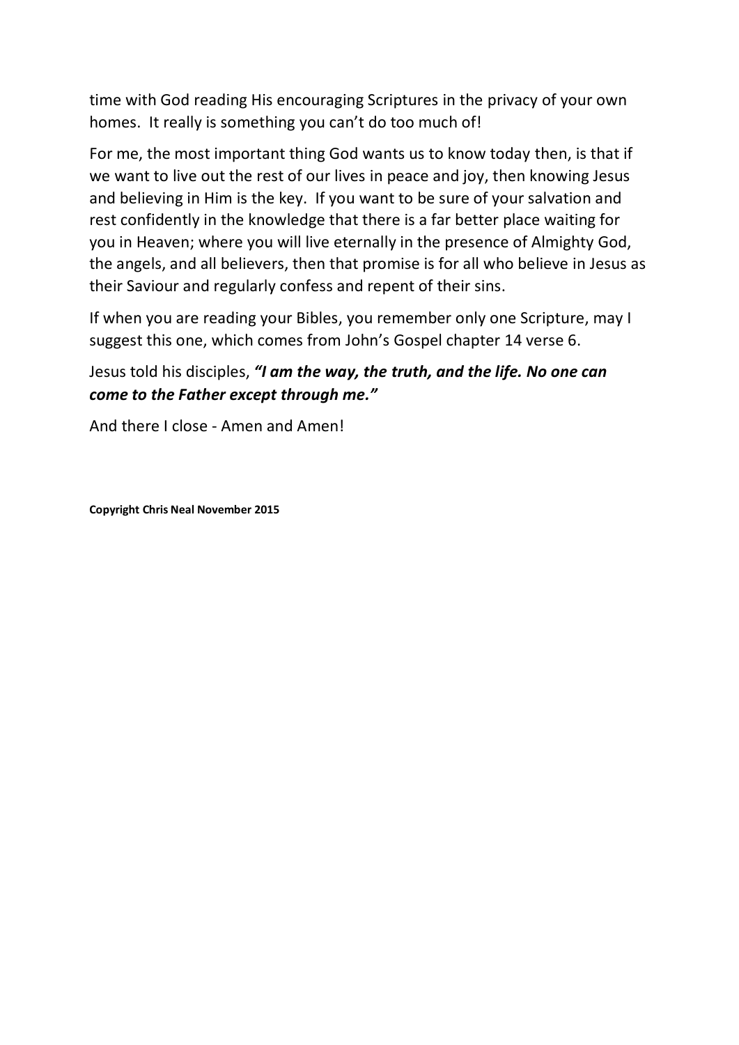time with God reading His encouraging Scriptures in the privacy of your own homes. It really is something you can't do too much of!

For me, the most important thing God wants us to know today then, is that if we want to live out the rest of our lives in peace and joy, then knowing Jesus and believing in Him is the key. If you want to be sure of your salvation and rest confidently in the knowledge that there is a far better place waiting for you in Heaven; where you will live eternally in the presence of Almighty God, the angels, and all believers, then that promise is for all who believe in Jesus as their Saviour and regularly confess and repent of their sins.

If when you are reading your Bibles, you remember only one Scripture, may I suggest this one, which comes from John's Gospel chapter 14 verse 6.

Jesus told his disciples, ***"I am the way, the truth, and the life. No one can come to the Father except through me."***

And there I close - Amen and Amen!

**Copyright Chris Neal November 2015**